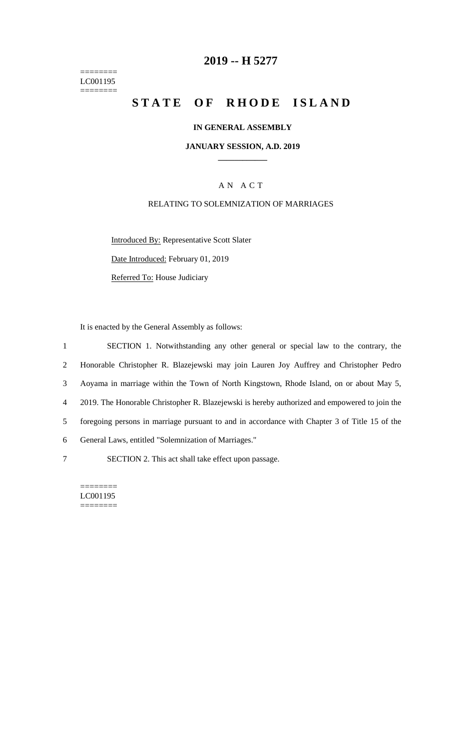========
LC001195
========

# 2019 -- H 5277

# STATE OF RHODE ISLAND

**IN GENERAL ASSEMBLY**

**JANUARY SESSION, A.D. 2019**

____________

A N A C T

RELATING TO SOLEMNIZATION OF MARRIAGES

Introduced By: Representative Scott Slater

Date Introduced: February 01, 2019

Referred To: House Judiciary

It is enacted by the General Assembly as follows:

1 SECTION 1. Notwithstanding any other general or special law to the contrary, the
2 Honorable Christopher R. Blazejewski may join Lauren Joy Auffrey and Christopher Pedro
3 Aoyama in marriage within the Town of North Kingstown, Rhode Island, on or about May 5,
4 2019. The Honorable Christopher R. Blazejewski is hereby authorized and empowered to join the
5 foregoing persons in marriage pursuant to and in accordance with Chapter 3 of Title 15 of the
6 General Laws, entitled "Solemnization of Marriages."

7 SECTION 2. This act shall take effect upon passage.

========
LC001195
========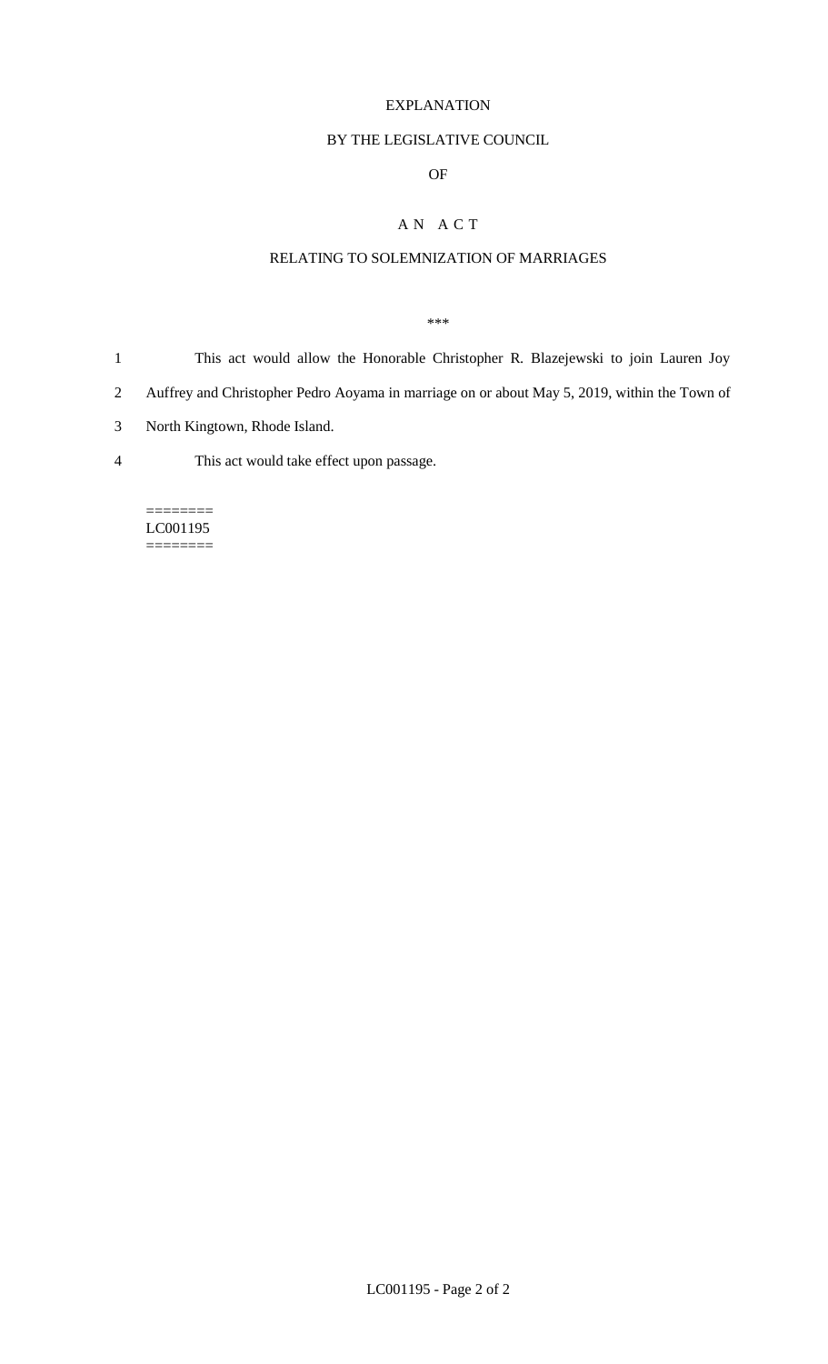EXPLANATION

BY THE LEGISLATIVE COUNCIL

OF

# A N A C T

## RELATING TO SOLEMNIZATION OF MARRIAGES

\*\*\*

1 This act would allow the Honorable Christopher R. Blazejewski to join Lauren Joy
2 Auffrey and Christopher Pedro Aoyama in marriage on or about May 5, 2019, within the Town of
3 North Kingtown, Rhode Island.
4 This act would take effect upon passage.

========
LC001195
========